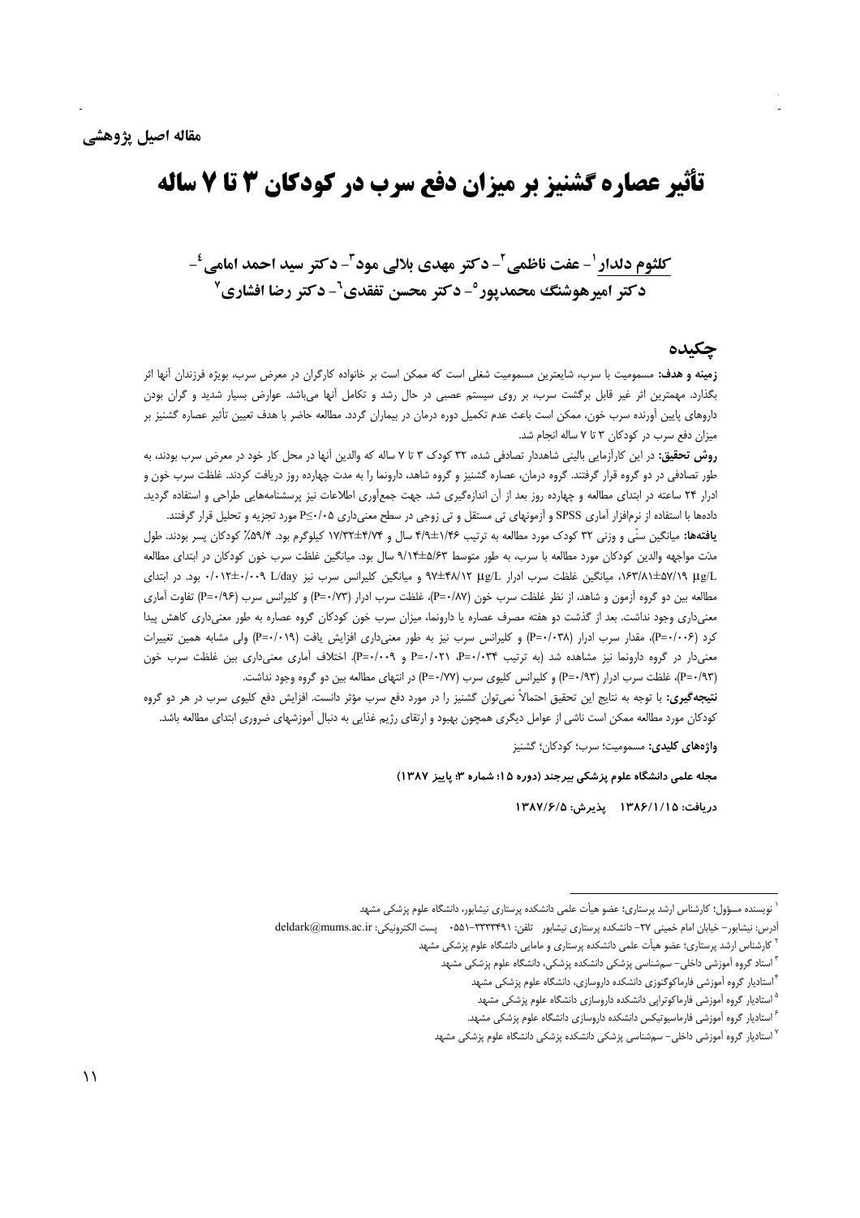**مقاله اصیل پژوهشی**

# تأثیر عصاره گشنیز بر میزان دفع سرب در کودکان ۳ تا ۷ ساله

**کلثوم دلدار[1]- عفت ناظمی[2]- دکتر مهدی بلالی مود[3]- دکتر سید احمد امامی[4]- دکتر امیرهوشنگ محمدپور[5]- دکتر محسن تفقدی[6]- دکتر رضا افشاری[7]**

## چکیده

**زمینه و هدف:** مسمومیت با سرب، شایعترین مسمومیت شغلی است که ممکن است بر خانواده کارگران در معرض سرب، بویژه فرزندان آنها اثر بگذارد. مهمترین اثر غیر قابل برگشت سرب، بر روی سیستم عصبی در حال رشد و تکامل آنها می‌باشد. عوارض بسیار شدید و گران بودن داروهای پایین آورنده سرب خون، ممکن است باعث عدم تکمیل دوره درمان در بیماران گردد. مطالعه حاضر با هدف تعیین تأثیر عصاره گشنیز بر میزان دفع سرب در کودکان ۳ تا ۷ ساله انجام شد.

**روش تحقیق:** در این کارآزمایی بالینی شاهددار تصادفی شده، ۳۲ کودک ۳ تا ۷ ساله که والدین آنها در محل کار خود در معرض سرب بودند، به طور تصادفی در دو گروه قرار گرفتند. گروه درمان، عصاره گشنیز و گروه شاهد، دارونما را به مدت چهارده روز دریافت کردند. غلظت سرب خون و ادرار ۲۴ ساعته در ابتدای مطالعه و چهارده روز بعد از آن اندازه‌گیری شد. جهت جمع‌آوری اطلاعات نیز پرسشنامه‌هایی طراحی و استفاده گردید. داده‌ها با استفاده از نرم‌افزار آماری SPSS و آزمونهای تی مستقل و تی زوجی در سطح معنی‌داری P≤۰/۰۵ مورد تجزیه و تحلیل قرار گرفتند.

**یافته‌ها:** میانگین سنّی و وزنی ۳۲ کودک مورد مطالعه به ترتیب ۱/۴۶±۴/۹ سال و ۴/۷۴±۱۷/۳۲ کیلوگرم بود. ۵۹/۴٪ کودکان پسر بودند. طول مدّت مواجهه والدین کودکان مورد مطالعه با سرب، به طور متوسط ۵/۶۳±۹/۱۴ سال بود. میانگین غلظت سرب خون کودکان در ابتدای مطالعه ۱۶۳/۸۱±۵۷/۱۹ µg/L، میانگین غلظت سرب ادرار ۹۷±۴۸/۱۲ µg/L و میانگین کلیرانس سرب نیز ۰/۰۱۲±۰/۰۰۹ L/day بود. در ابتدای مطالعه بین دو گروه آزمون و شاهد، از نظر غلظت سرب خون (P=۰/۸۷)، غلظت سرب ادرار (P=۰/۷۳) و کلیرانس سرب (P=۰/۹۶) تفاوت آماری معنی‌داری وجود نداشت. بعد از گذشت دو هفته مصرف عصاره یا دارونما، میزان سرب خون کودکان گروه عصاره به طور معنی‌داری کاهش پیدا کرد (P=۰/۰۰۶)، مقدار سرب ادرار (P=۰/۰۳۸) و کلیرانس سرب نیز به طور معنی‌داری افزایش یافت (P=۰/۰۱۹) ولی مشابه همین تغییرات معنی‌دار در گروه دارونما نیز مشاهده شد (به ترتیب P=۰/۰۳۴، P=۰/۰۲۱ و P=۰/۰۰۹). اختلاف آماری معنی‌داری بین غلظت سرب خون (P=۰/۹۳)، غلظت سرب ادرار (P=۰/۹۳) و کلیرانس کلیوی سرب (P=۰/۷۷) در انتهای مطالعه بین دو گروه وجود نداشت.

**نتیجه‌گیری:** با توجه به نتایج این تحقیق احتمالاً نمی‌توان گشنیز را در مورد دفع سرب مؤثر دانست. افزایش دفع کلیوی سرب در هر دو گروه کودکان مورد مطالعه ممکن است ناشی از عوامل دیگری همچون بهبود و ارتقای رژیم غذایی به دنبال آموزشهای ضروری ابتدای مطالعه باشد.

**واژه‌های کلیدی:** مسمومیت؛ سرب؛ کودکان؛ گشنیز

**مجله علمی دانشگاه علوم پزشکی بیرجند (دوره ۱۵؛ شماره ۳؛ پاییز ۱۳۸۷)**

**دریافت: ۱۳۸۶/۱/۱۵ پذیرش: ۱۳۸۷/۶/۵**

---

[1] نویسنده مسؤول؛ کارشناس ارشد پرستاری؛ عضو هیأت علمی دانشکده پرستاری نیشابور، دانشگاه علوم پزشکی مشهد
آدرس: نیشابور- خیابان امام خمینی ۲۷- دانشکده پرستاری نیشابور تلفن: ۳۳۳۳۴۹۱-۰۵۵۱ پست الکترونیکی: deldark@mums.ac.ir

[2] کارشناس ارشد پرستاری؛ عضو هیأت علمی دانشکده پرستاری و مامایی دانشگاه علوم پزشکی مشهد

[3] استاد گروه آموزشی داخلی- سم‌شناسی پزشکی دانشکده پزشکی، دانشگاه علوم پزشکی مشهد

[4] استادیار گروه آموزشی فارماکوگنوزی دانشکده داروسازی، دانشگاه علوم پزشکی مشهد

[5] استادیار گروه آموزشی فارماکوتراپی دانشکده داروسازی دانشگاه علوم پزشکی مشهد

[6] استادیار گروه آموزشی فارماسیوتیکس دانشکده داروسازی دانشگاه علوم پزشکی مشهد.

[7] استادیار گروه آموزشی داخلی- سم‌شناسی پزشکی دانشکده پزشکی دانشگاه علوم پزشکی مشهد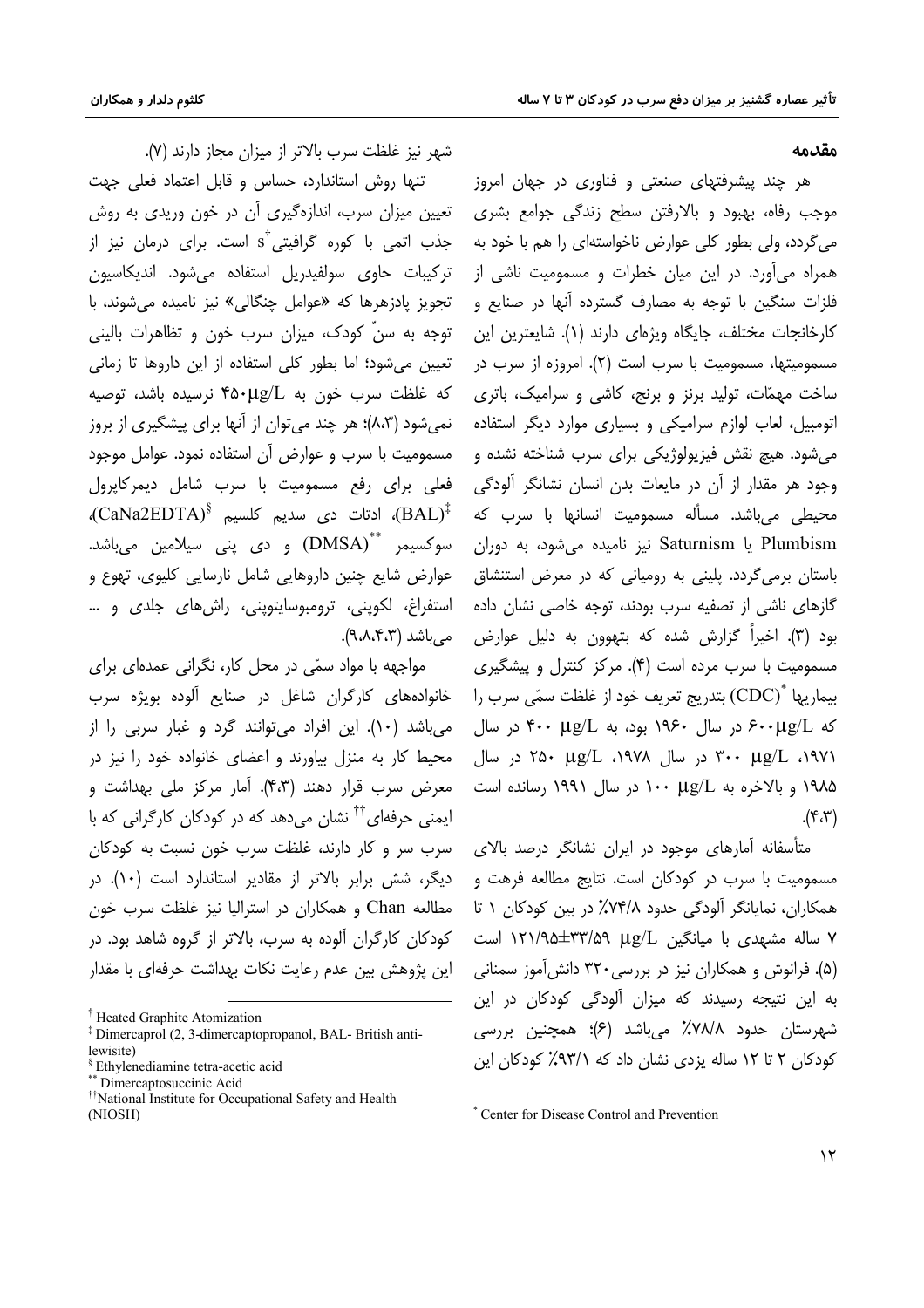## مقدمه

هر چند پیشرفتهای صنعتی و فناوری در جهان امروز موجب رفاه، بهبود و بالارفتن سطح زندگی جوامع بشری می‌گردد، ولی بطور کلی عوارض ناخواسته‌ای را هم با خود به همراه می‌آورد. در این میان خطرات و مسمومیت ناشی از فلزات سنگین با توجه به مصارف گسترده آنها در صنایع و کارخانجات مختلف، جایگاه ویژه‌ای دارند (۱). شایعترین این مسمومیتها، مسمومیت با سرب است (۲). امروزه از سرب در ساخت مهمّات، تولید برنز و برنج، کاشی و سرامیک، باتری اتومبیل، لعاب لوازم سرامیکی و بسیاری موارد دیگر استفاده می‌شود. هیچ نقش فیزیولوژیکی برای سرب شناخته نشده و وجود هر مقدار از آن در مایعات بدن انسان نشانگر آلودگی محیطی می‌باشد. مسأله مسمومیت انسانها با سرب که Plumbism یا Saturnism نیز نامیده می‌شود، به دوران باستان برمی‌گردد. پلینی به رومیانی که در معرض استنشاق گازهای ناشی از تصفیه سرب بودند، توجه خاصی نشان داده بود (۳). اخیراً گزارش شده که بتهوون به دلیل عوارض مسمومیت با سرب مرده است (۴). مرکز کنترل و پیشگیری بیماریها (CDC)[*] بتدریج تعریف خود از غلظت سمّی سرب را که ۶۰۰$\mu g/L$ در سال ۱۹۶۰ بود، به ۴۰۰ $\mu g/L$ در سال ۱۹۷۱، ۳۰۰ $\mu g/L$ در سال ۱۹۷۸، ۲۵۰ $\mu g/L$ در سال ۱۹۸۵ و بالاخره به ۱۰۰ $\mu g/L$ در سال ۱۹۹۱ رسانده است (۴،۳).

متأسفانه آمارهای موجود در ایران نشانگر درصد بالای مسمومیت با سرب در کودکان است. نتایج مطالعه فرهت و همکاران، نمایانگر آلودگی حدود ۷۴/۸٪ در بین کودکان ۱ تا ۷ ساله مشهدی با میانگین ۱۲۱/۹۵±۳۳/۵۹ $\mu g/L$ است (۵). فرانوش و همکاران نیز در بررسی ۳۲۰ دانش‌آموز سمنانی به این نتیجه رسیدند که میزان آلودگی کودکان در این شهرستان حدود ۷۸/۸٪ می‌باشد (۶)؛ همچنین بررسی کودکان ۲ تا ۱۲ ساله یزدی نشان داد که ۹۳/۱٪ کودکان این شهر نیز غلظت سرب بالاتر از میزان مجاز دارند (۷).

تنها روش استاندارد، حساس و قابل اعتماد فعلی جهت تعیین میزان سرب، اندازه‌گیری آن در خون وریدی به روش جذب اتمی با کوره گرافیتی[†]s است. برای درمان نیز از ترکیبات حاوی سولفیدریل استفاده می‌شود. اندیکاسیون تجویز پادزهرها که «عوامل چنگالی» نیز نامیده می‌شوند، با توجه به سنّ کودک، میزان سرب خون و تظاهرات بالینی تعیین می‌شود؛ اما بطور کلی استفاده از این داروها تا زمانی که غلظت سرب خون به ۴۵۰$\mu g/L$ نرسیده باشد، توصیه نمی‌شود (۸،۳)؛ هر چند می‌توان از آنها برای پیشگیری از بروز مسمومیت با سرب و عوارض آن استفاده نمود. عوامل موجود فعلی برای رفع مسمومیت با سرب شامل دیمرکاپرول (BAL)[‡]، ادتات دی سدیم کلسیم (CaNa2EDTA)[§]، سوکسیمر (DMSA)[**] و دی پنی سیلامین می‌باشد. عوارض شایع چنین داروهایی شامل نارسایی کلیوی، تهوع و استفراغ، لکوپنی، ترومبوسایتوپنی، راش‌های جلدی و ... می‌باشد (۹،۸،۴،۳).

مواجهه با مواد سمّی در محل کار، نگرانی عمده‌ای برای خانواده‌های کارگران شاغل در صنایع آلوده بویژه سرب می‌باشد (۱۰). این افراد می‌توانند گرد و غبار سربی را از محیط کار به منزل بیاورند و اعضای خانواده خود را نیز در معرض سرب قرار دهند (۴،۳). آمار مرکز ملی بهداشت و ایمنی حرفه‌ای[††] نشان می‌دهد که در کودکان کارگرانی که با سرب سر و کار دارند، غلظت سرب خون نسبت به کودکان دیگر، شش برابر بالاتر از مقادیر استاندارد است (۱۰). در مطالعه Chan و همکاران در استرالیا نیز غلظت سرب خون کودکان کارگران آلوده به سرب، بالاتر از گروه شاهد بود. در این پژوهش بین عدم رعایت نکات بهداشت حرفه‌ای با مقدار

---

[*] Center for Disease Control and Prevention

[†] Heated Graphite Atomization

[‡] Dimercaprol (2, 3-dimercaptopropanol, BAL- British anti-lewisite)

[§] Ethylenediamine tetra-acetic acid

[**] Dimercaptosuccinic Acid

[††] National Institute for Occupational Safety and Health (NIOSH)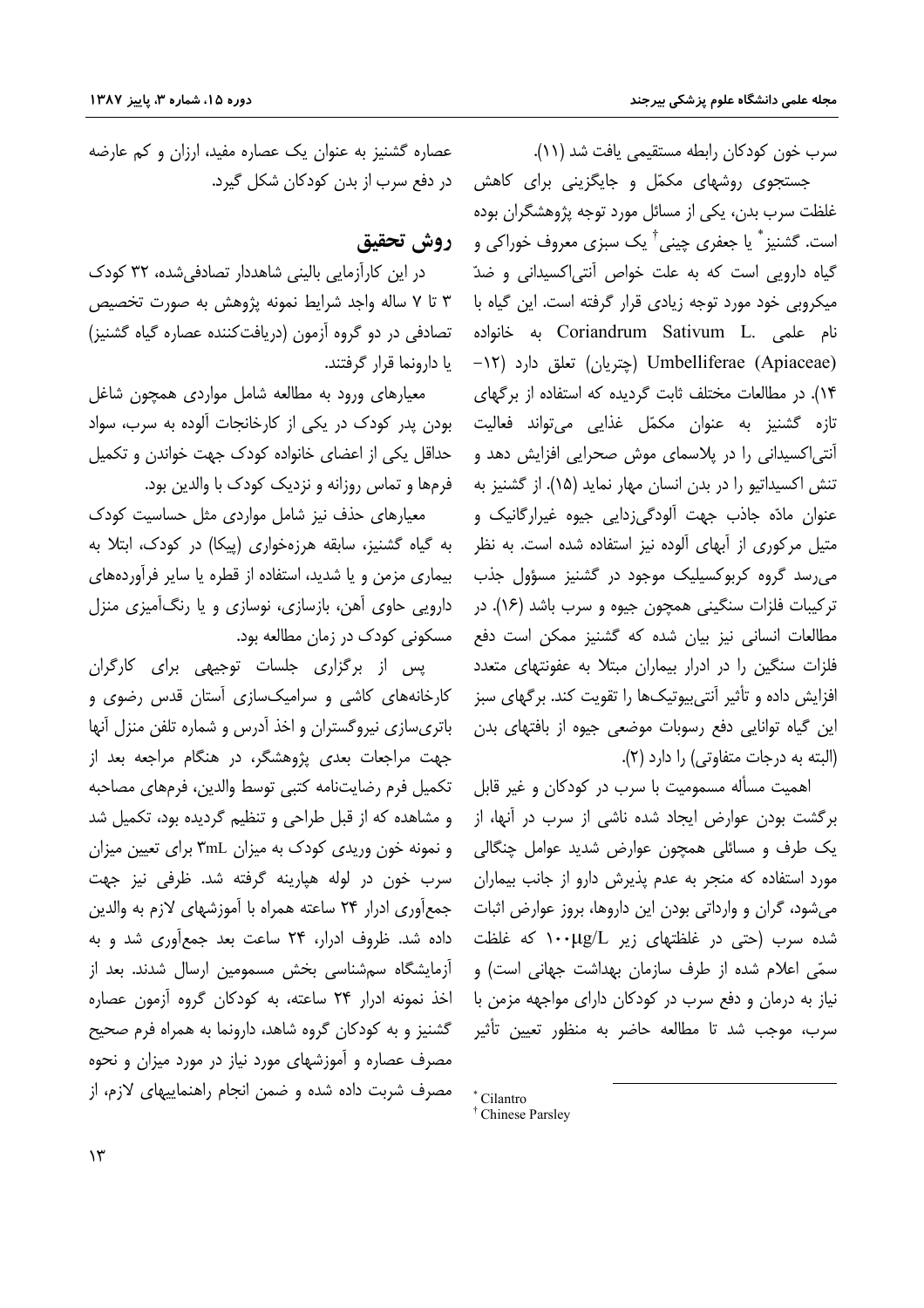سرب خون کودکان رابطه مستقیمی یافت شد (۱۱).

جستجوی روشهای مکمّل و جایگزینی برای کاهش غلظت سرب بدن، یکی از مسائل مورد توجه پژوهشگران بوده است. گشنیز* یا جعفری چینی† یک سبزی معروف خوراکی و گیاه دارویی است که به علت خواص آنتی‌اکسیدانی و ضدّ میکروبی خود مورد توجه زیادی قرار گرفته است. این گیاه با نام علمی .Coriandrum Sativum L به خانواده (Umbelliferae (Apiaceae (چتریان) تعلق دارد (۱۲-۱۴). در مطالعات مختلف ثابت گردیده که استفاده از برگهای تازه گشنیز به عنوان مکمّل غذایی می‌تواند فعالیت آنتی‌اکسیدانی را در پلاسمای موش صحرایی افزایش دهد و تنش اکسیداتیو را در بدن انسان مهار نماید (۱۵). از گشنیز به عنوان مادّه جاذب جهت آلودگی‌زدایی جیوه غیرارگانیک و متیل مرکوری از آبهای آلوده نیز استفاده شده است. به نظر می‌رسد گروه کربوکسیلیک موجود در گشنیز مسؤول جذب ترکیبات فلزات سنگینی همچون جیوه و سرب باشد (۱۶). در مطالعات انسانی نیز بیان شده که گشنیز ممکن است دفع فلزات سنگین را در ادرار بیماران مبتلا به عفونتهای متعدد افزایش داده و تأثیر آنتی‌بیوتیک‌ها را تقویت کند. برگهای سبز این گیاه توانایی دفع رسوبات موضعی جیوه از بافتهای بدن (البته به درجات متفاوتی) را دارد (۲).

اهمیت مسأله مسمومیت با سرب در کودکان و غیر قابل برگشت بودن عوارض ایجاد شده ناشی از سرب در آنها، از یک طرف و مسائلی همچون عوارض شدید عوامل چنگالی مورد استفاده که منجر به عدم پذیرش دارو از جانب بیماران می‌شود، گران و وارداتی بودن این داروها، بروز عوارض اثبات شده سرب (حتی در غلظتهای زیر ۱۰۰μg/L که غلظت سمّی اعلام شده از طرف سازمان بهداشت جهانی است) و نیاز به درمان و دفع سرب در کودکان دارای مواجهه مزمن با سرب، موجب شد تا مطالعه حاضر به منظور تعیین تأثیر عصاره گشنیز به عنوان یک عصاره مفید، ارزان و کم عارضه در دفع سرب از بدن کودکان شکل گیرد.

## روش تحقیق

در این کارآزمایی بالینی شاهددار تصادفی‌شده، ۳۲ کودک ۳ تا ۷ ساله واجد شرایط نمونه پژوهش به صورت تخصیص تصادفی در دو گروه آزمون (دریافت‌کننده عصاره گیاه گشنیز) یا دارونما قرار گرفتند.

معیارهای ورود به مطالعه شامل مواردی همچون شاغل بودن پدر کودک در یکی از کارخانجات آلوده به سرب، سواد حداقل یکی از اعضای خانواده کودک جهت خواندن و تکمیل فرمها و تماس روزانه و نزدیک کودک با والدین بود.

معیارهای حذف نیز شامل مواردی مثل حساسیت کودک به گیاه گشنیز، سابقه هرزه‌خواری (پیکا) در کودک، ابتلا به بیماری مزمن و یا شدید، استفاده از قطره یا سایر فرآورده‌های دارویی حاوی آهن، بازسازی، نوسازی و یا رنگ‌آمیزی منزل مسکونی کودک در زمان مطالعه بود.

پس از برگزاری جلسات توجیهی برای کارگران کارخانه‌های کاشی و سرامیک‌سازی آستان قدس رضوی و باتری‌سازی نیروگستران و اخذ آدرس و شماره تلفن منزل آنها جهت مراجعات بعدی پژوهشگر، در هنگام مراجعه بعد از تکمیل فرم رضایت‌نامه کتبی توسط والدین، فرمهای مصاحبه و مشاهده که از قبل طراحی و تنظیم گردیده بود، تکمیل شد و نمونه خون وریدی کودک به میزان ۳mL برای تعیین میزان سرب خون در لوله هپارینه گرفته شد. ظرفی نیز جهت جمع‌آوری ادرار ۲۴ ساعته همراه با آموزشهای لازم به والدین داده شد. ظروف ادرار، ۲۴ ساعت بعد جمع‌آوری شد و به آزمایشگاه سم‌شناسی بخش مسمومین ارسال شدند. بعد از اخذ نمونه ادرار ۲۴ ساعته، به کودکان گروه آزمون عصاره گشنیز و به کودکان گروه شاهد، دارونما به همراه فرم صحیح مصرف عصاره و آموزشهای مورد نیاز در مورد میزان و نحوه مصرف شربت داده شده و ضمن انجام راهنماییهای لازم، از

---

* Cilantro

† Chinese Parsley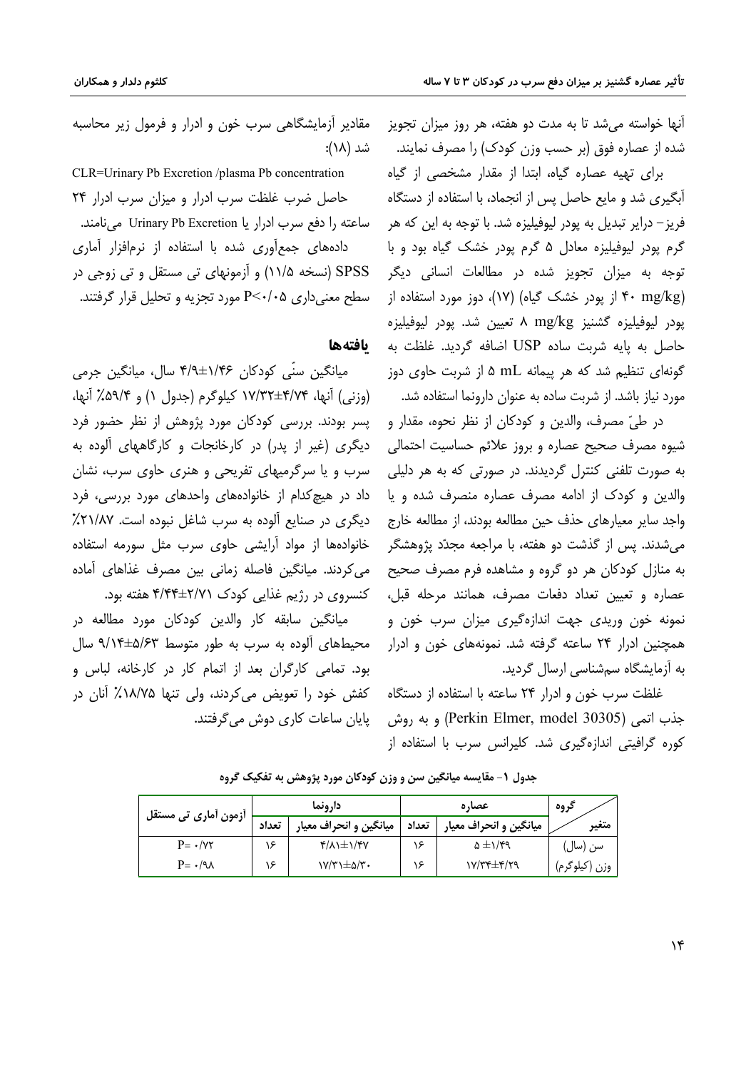آنها خواسته می‌شد تا به مدت دو هفته، هر روز میزان تجویز شده از عصاره فوق (بر حسب وزن کودک) را مصرف نمایند.

برای تهیه عصاره گیاه، ابتدا از مقدار مشخصی از گیاه آبگیری شد و مایع حاصل پس از انجماد، با استفاده از دستگاه فریز- درایر تبدیل به پودر لیوفیلیزه شد. با توجه به این که هر گرم پودر لیوفیلیزه معادل ۵ گرم پودر خشک گیاه بود و با توجه به میزان تجویز شده در مطالعات انسانی دیگر (۴۰ mg/kg از پودر خشک گیاه) (۱۷)، دوز مورد استفاده از پودر لیوفیلیزه گشنیز ۸ mg/kg تعیین شد. پودر لیوفیلیزه حاصل به پایه شربت ساده USP اضافه گردید. غلظت به گونه‌ای تنظیم شد که هر پیمانه ۵ mL از شربت حاوی دوز مورد نیاز باشد. از شربت ساده به عنوان دارونما استفاده شد.

در طیّ مصرف، والدین و کودکان از نظر نحوه، مقدار و شیوه مصرف صحیح عصاره و بروز علائم حساسیت احتمالی به صورت تلفنی کنترل گردیدند. در صورتی که به هر دلیلی والدین و کودک از ادامه مصرف عصاره منصرف شده و یا واجد سایر معیارهای حذف حین مطالعه بودند، از مطالعه خارج می‌شدند. پس از گذشت دو هفته، با مراجعه مجدّد پژوهشگر به منازل کودکان هر دو گروه و مشاهده فرم مصرف صحیح عصاره و تعیین تعداد دفعات مصرف، همانند مرحله قبل، نمونه خون وریدی جهت اندازه‌گیری میزان سرب خون و همچنین ادرار ۲۴ ساعته گرفته شد. نمونه‌های خون و ادرار به آزمایشگاه سم‌شناسی ارسال گردید.

غلظت سرب خون و ادرار ۲۴ ساعته با استفاده از دستگاه جذب اتمی (Perkin Elmer, model 30305) و به روش کوره گرافیتی اندازه‌گیری شد. کلیرانس سرب با استفاده از مقادیر آزمایشگاهی سرب خون و ادرار و فرمول زیر محاسبه شد (۱۸):

CLR=Urinary Pb Excretion /plasma Pb concentration

حاصل ضرب غلظت سرب ادرار و میزان سرب ادرار ۲۴ ساعته را دفع سرب ادرار یا Urinary Pb Excretion می‌نامند.

داده‌های جمع‌آوری شده با استفاده از نرم‌افزار آماری SPSS (نسخه ۱۱/۵) و آزمونهای تی مستقل و تی زوجی در سطح معنی‌داری P<۰/۰۵ مورد تجزیه و تحلیل قرار گرفتند.

## یافته‌ها

میانگین سنّی کودکان ۱/۴۶±۴/۹ سال، میانگین جرمی (وزنی) آنها، ۴/۷۴±۱۷/۳۲ کیلوگرم (جدول ۱) و ۵۹/۴٪ آنها، پسر بودند. بررسی کودکان مورد پژوهش از نظر حضور فرد دیگری (غیر از پدر) در کارخانجات و کارگاههای آلوده به سرب و یا سرگرمیهای تفریحی و هنری حاوی سرب، نشان داد در هیچ‌کدام از خانواده‌های واحدهای مورد بررسی، فرد دیگری در صنایع آلوده به سرب شاغل نبوده است. ۲۱/۸۷٪ خانواده‌ها از مواد آرایشی حاوی سرب مثل سورمه استفاده می‌کردند. میانگین فاصله زمانی بین مصرف غذاهای آماده کنسروی در رژیم غذایی کودک ۲/۷۱±۴/۴۴ هفته بود.

میانگین سابقه کار والدین کودکان مورد مطالعه در محیطهای آلوده به سرب به طور متوسط ۵/۶۳±۹/۱۴ سال بود. تمامی کارگران بعد از اتمام کار در کارخانه، لباس و کفش خود را تعویض می‌کردند، ولی تنها ۱۸/۷۵٪ آنان در پایان ساعات کاری دوش می‌گرفتند.

**جدول ۱- مقایسه میانگین سن و وزن کودکان مورد پژوهش به تفکیک گروه**

| گروه / متغیر | عصاره | | دارونما | | آزمون آماری تی مستقل |
|---|---|---|---|---|---|
| | میانگین و انحراف معیار | تعداد | میانگین و انحراف معیار | تعداد | |
| سن (سال) | ۱/۴۹± ۵ | ۱۶ | ۱/۴۷±۴/۸۱ | ۱۶ | P= ۰/۷۲ |
| وزن (کیلوگرم) | ۴/۲۹±۱۷/۳۴ | ۱۶ | ۵/۳۰±۱۷/۳۱ | ۱۶ | P= ۰/۹۸ |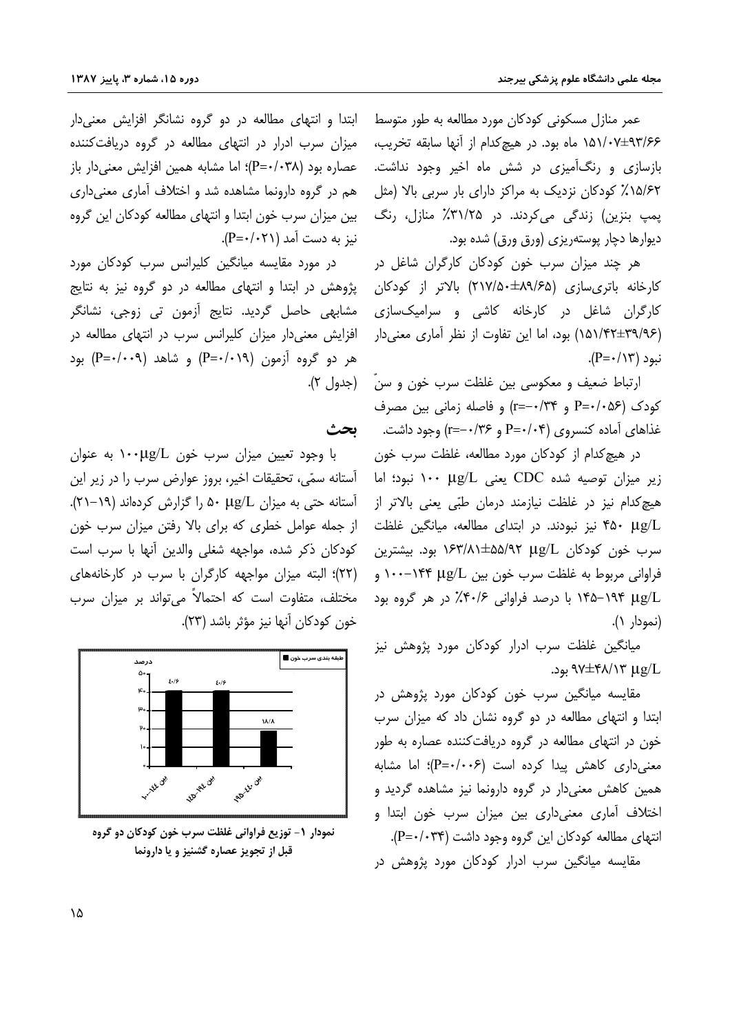عمر منازل مسکونی کودکان مورد مطالعه به طور متوسط ۹۳/۶۶±۱۵۱/۰۷ ماه بود. در هیچ‌کدام از آنها سابقه تخریب، بازسازی و رنگ‌آمیزی در شش ماه اخیر وجود نداشت. ۱۵/۶۲٪ کودکان نزدیک به مراکز دارای بار سربی بالا (مثل پمپ بنزین) زندگی می‌کردند. در ۳۱/۲۵٪ منازل، رنگ دیوارها دچار پوسته‌ریزی (ورق ورق) شده بود.

هر چند میزان سرب خون کودکان کارگران شاغل در کارخانه باتری‌سازی (۸۹/۶۵±۲۱۷/۵۰) بالاتر از کودکان کارگران شاغل در کارخانه کاشی و سرامیک‌سازی (۳۹/۹۶±۱۵۱/۴۲) بود، اما این تفاوت از نظر آماری معنی‌دار نبود (P=۰/۱۳).

ارتباط ضعیف و معکوسی بین غلظت سرب خون و سنّ کودک (P=۰/۰۵۶ و r=-۰/۳۴) و فاصله زمانی بین مصرف غذاهای آماده کنسروی (P=۰/۰۴ و r=-۰/۳۶) وجود داشت.

در هیچ‌کدام از کودکان مورد مطالعه، غلظت سرب خون زیر میزان توصیه شده CDC یعنی ۱۰۰ μg/L نبود؛ اما هیچ‌کدام نیز در غلظت نیازمند درمان طبّی یعنی بالاتر از ۴۵۰ μg/L نیز نبودند. در ابتدای مطالعه، میانگین غلظت سرب خون کودکان ۵۵/۹۲±۱۶۳/۸۱ μg/L بود. بیشترین فراوانی مربوط به غلظت سرب خون بین ۱۰۰-۱۴۴ μg/L و ۱۴۵-۱۹۴ μg/L با درصد فراوانی ۴۰/۶٪ در هر گروه بود (نمودار ۱).

میانگین غلظت سرب ادرار کودکان مورد پژوهش نیز ۴۸/۱۳±۹۷ μg/L بود.

مقایسه میانگین سرب خون کودکان مورد پژوهش در ابتدا و انتهای مطالعه در دو گروه نشان داد که میزان سرب خون در انتهای مطالعه در گروه دریافت‌کننده عصاره به طور معنی‌داری کاهش پیدا کرده است (P=۰/۰۰۶)؛ اما مشابه همین کاهش معنی‌دار در گروه دارونما نیز مشاهده گردید و اختلاف آماری معنی‌داری بین میزان سرب خون ابتدا و انتهای مطالعه کودکان این گروه وجود داشت (P=۰/۰۳۴).

مقایسه میانگین سرب ادرار کودکان مورد پژوهش در ابتدا و انتهای مطالعه در دو گروه نشانگر افزایش معنی‌دار میزان سرب ادرار در انتهای مطالعه در گروه دریافت‌کننده عصاره بود (P=۰/۰۳۸)؛ اما مشابه همین افزایش معنی‌دار باز هم در گروه دارونما مشاهده شد و اختلاف آماری معنی‌داری بین میزان سرب خون ابتدا و انتهای مطالعه کودکان این گروه نیز به دست آمد (P=۰/۰۲۱).

در مورد مقایسه میانگین کلیرانس سرب کودکان مورد پژوهش در ابتدا و انتهای مطالعه در دو گروه نیز به نتایج مشابهی حاصل گردید. نتایج آزمون تی زوجی، نشانگر افزایش معنی‌دار میزان کلیرانس سرب در انتهای مطالعه در هر دو گروه آزمون (P=۰/۰۱۹) و شاهد (P=۰/۰۰۹) بود (جدول ۲).

## بحث

با وجود تعیین میزان سرب خون ۱۰۰μg/L به عنوان آستانه سمّی، تحقیقات اخیر، بروز عوارض سرب را در زیر این آستانه حتی به میزان ۵۰ μg/L را گزارش کرده‌اند (۱۹-۲۱). از جمله عوامل خطری که برای بالا رفتن میزان سرب خون کودکان ذکر شده، مواجهه شغلی والدین آنها با سرب است (۲۲)؛ البته میزان مواجهه کارگران با سرب در کارخانه‌های مختلف، متفاوت است که احتمالاً می‌تواند بر میزان سرب خون کودکان آنها نیز مؤثر باشد (۲۳).

نمودار ۱- توزیع فراوانی غلظت سرب خون کودکان دو گروه قبل از تجویز عصاره گشنیز و یا دارونما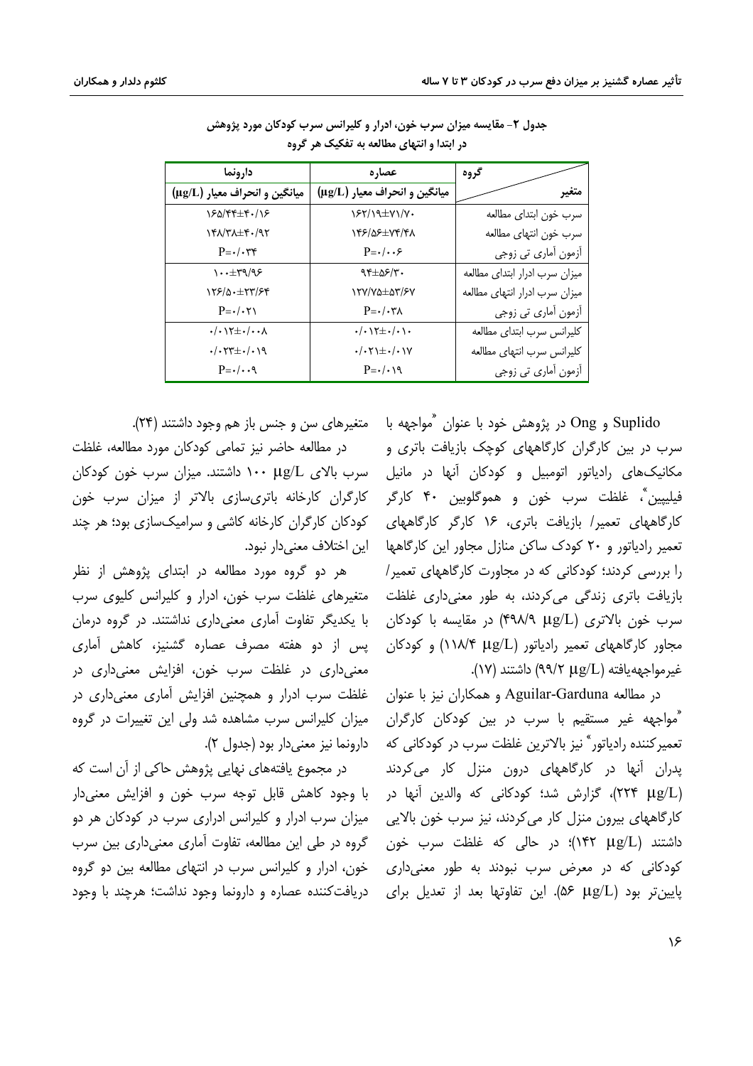جدول ۲- مقایسه میزان سرب خون، ادرار و کلیرانس سرب کودکان مورد پژوهش در ابتدا و انتهای مطالعه به تفکیک هر گروه

| گروه / متغیر | عصاره میانگین و انحراف معیار (μg/L) | دارونما میانگین و انحراف معیار (μg/L) |
|---|---|---|
| سرب خون ابتدای مطالعه | ۱۶۲/۱۹±۷۱/۷۰ | ۱۶۵/۴۴±۴۰/۱۶ |
| سرب خون انتهای مطالعه | ۱۴۶/۵۶±۷۴/۴۸ | ۱۴۸/۳۸±۴۰/۹۲ |
| آزمون آماری تی زوجی | P=۰/۰۰۶ | P=۰/۰۳۴ |
| میزان سرب ادرار ابتدای مطالعه | ۹۴±۵۶/۳۰ | ۱۰۰±۳۹/۹۶ |
| میزان سرب ادرار انتهای مطالعه | ۱۲۷/۷۵±۵۳/۶۷ | ۱۲۶/۵۰±۲۳/۶۴ |
| آزمون آماری تی زوجی | P=۰/۰۳۸ | P=۰/۰۲۱ |
| کلیرانس سرب ابتدای مطالعه | ۰/۰۱۲±۰/۰۱۰ | ۰/۰۱۲±۰/۰۰۸ |
| کلیرانس سرب انتهای مطالعه | ۰/۰۲۱±۰/۰۱۷ | ۰/۰۲۳±۰/۰۱۹ |
| آزمون آماری تی زوجی | P=۰/۰۱۹ | P=۰/۰۰۹ |

Suplido و Ong در پژوهش خود با عنوان "مواجهه با سرب در بین کارگران کارگاههای کوچک بازیافت باتری و مکانیک‌های رادیاتور اتومبیل و کودکان آنها در مانیل فیلیپین"، غلظت سرب خون و هموگلوبین ۴۰ کارگر کارگاههای تعمیر/ بازیافت باتری، ۱۶ کارگر کارگاههای تعمیر رادیاتور و ۲۰ کودک ساکن منازل مجاور این کارگاهها را بررسی کردند؛ کودکانی که در مجاورت کارگاههای تعمیر/ بازیافت باتری زندگی می‌کردند، به طور معنی‌داری غلظت سرب خون بالاتری (۴۹۸/۹ μg/L) در مقایسه با کودکان مجاور کارگاههای تعمیر رادیاتور (۱۱۸/۴ μg/L) و کودکان غیرمواجهه‌یافته (۹۹/۲ μg/L) داشتند (۱۷).

در مطالعه Aguilar-Garduna و همکاران نیز با عنوان "مواجهه غیر مستقیم با سرب در بین کودکان کارگران تعمیرکننده رادیاتور" نیز بالاترین غلظت سرب در کودکانی که پدران آنها در کارگاههای درون منزل کار می‌کردند (۲۲۴ μg/L)، گزارش شد؛ کودکانی که والدین آنها در کارگاههای بیرون منزل کار می‌کردند، نیز سرب خون بالایی داشتند (۱۴۲ μg/L)؛ در حالی که غلظت سرب خون کودکانی که در معرض سرب نبودند به طور معنی‌داری پایین‌تر بود (۵۶ μg/L). این تفاوتها بعد از تعدیل برای متغیرهای سن و جنس باز هم وجود داشتند (۲۴).

در مطالعه حاضر نیز تمامی کودکان مورد مطالعه، غلظت سرب بالای ۱۰۰ μg/L داشتند. میزان سرب خون کودکان کارگران کارخانه باتری‌سازی بالاتر از میزان سرب خون کودکان کارگران کارخانه کاشی و سرامیک‌سازی بود؛ هر چند این اختلاف معنی‌دار نبود.

هر دو گروه مورد مطالعه در ابتدای پژوهش از نظر متغیرهای غلظت سرب خون، ادرار و کلیرانس کلیوی سرب با یکدیگر تفاوت آماری معنی‌داری نداشتند. در گروه درمان پس از دو هفته مصرف عصاره گشنیز، کاهش آماری معنی‌داری در غلظت سرب خون، افزایش معنی‌داری در غلظت سرب ادرار و همچنین افزایش آماری معنی‌داری در میزان کلیرانس سرب مشاهده شد ولی این تغییرات در گروه دارونما نیز معنی‌دار بود (جدول ۲).

در مجموع یافته‌های نهایی پژوهش حاکی از آن است که با وجود کاهش قابل توجه سرب خون و افزایش معنی‌دار میزان سرب ادرار و کلیرانس ادراری سرب در کودکان هر دو گروه در طی این مطالعه، تفاوت آماری معنی‌داری بین سرب خون، ادرار و کلیرانس سرب در انتهای مطالعه بین دو گروه دریافت‌کننده عصاره و دارونما وجود نداشت؛ هرچند با وجود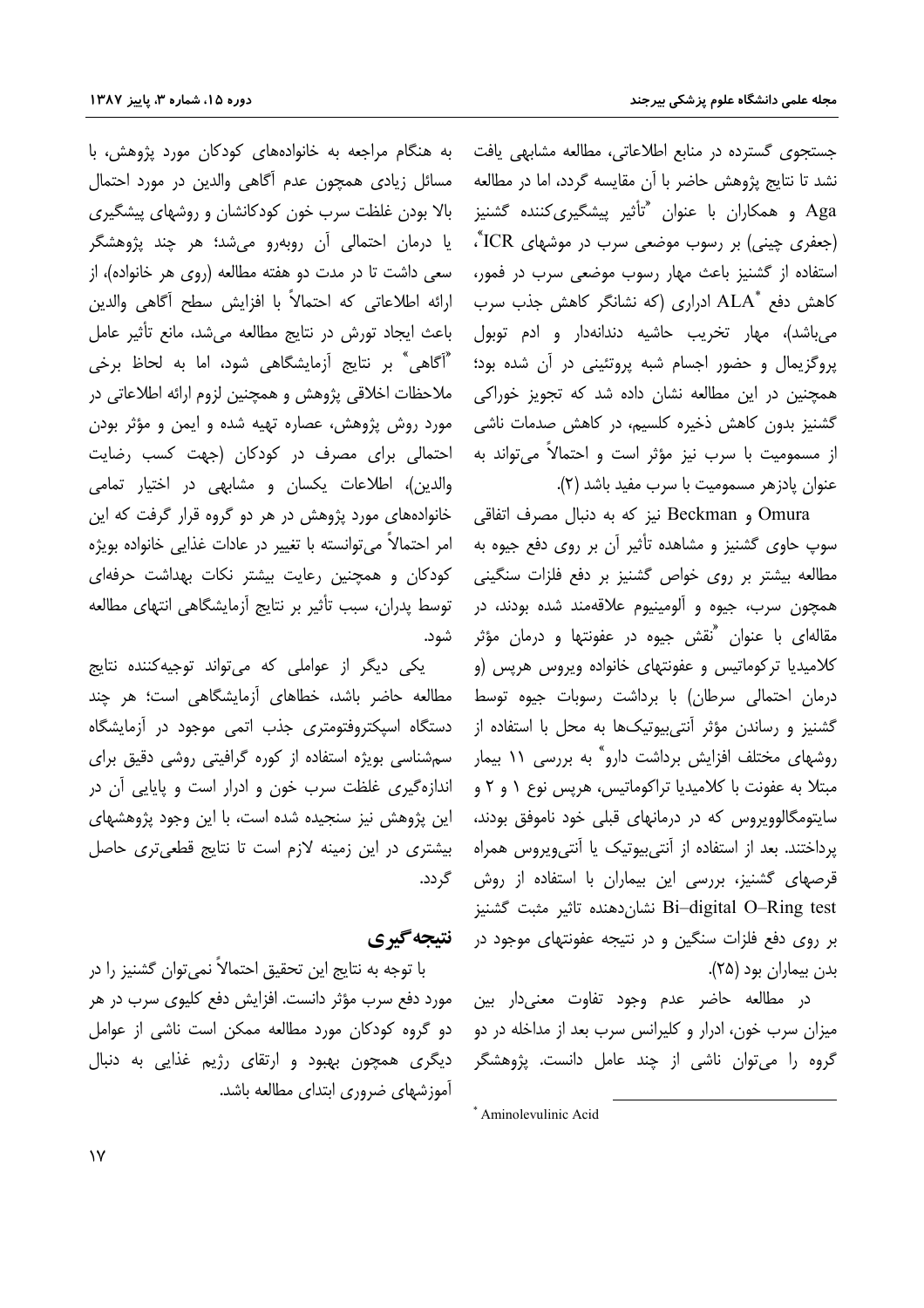جستجوی گسترده در منابع اطلاعاتی، مطالعه مشابهی یافت نشد تا نتایج پژوهش حاضر با آن مقایسه گردد، اما در مطالعه Aga و همکاران با عنوان "تأثیر پیشگیری‌کننده گشنیز (جعفری چینی) بر رسوب موضعی سرب در موشهای ICR"، استفاده از گشنیز باعث مهار رسوب موضعی سرب در فمور، کاهش دفع *ALA ادراری (که نشانگر کاهش جذب سرب می‌باشد)، مهار تخریب حاشیه دندانه‌دار و ادم توبول پروگزیمال و حضور اجسام شبه پروتئینی در آن شده بود؛ همچنین در این مطالعه نشان داده شد که تجویز خوراکی گشنیز بدون کاهش ذخیره کلسیم، در کاهش صدمات ناشی از مسمومیت با سرب نیز مؤثر است و احتمالاً می‌تواند به عنوان پادزهر مسمومیت با سرب مفید باشد (۲).

Omura و Beckman نیز که به دنبال مصرف اتفاقی سوپ حاوی گشنیز و مشاهده تأثیر آن بر روی دفع جیوه به مطالعه بیشتر بر روی خواص گشنیز بر دفع فلزات سنگینی همچون سرب، جیوه و آلومینیوم علاقه‌مند شده بودند، در مقاله‌ای با عنوان "نقش جیوه در عفونتها و درمان مؤثر کلامیدیا ترکوماتیس و عفونتهای خانواده ویروس هرپس (و درمان احتمالی سرطان) با برداشت رسوبات جیوه توسط گشنیز و رساندن مؤثر آنتی‌بیوتیک‌ها به محل با استفاده از روشهای مختلف افزایش برداشت دارو" به بررسی ۱۱ بیمار مبتلا به عفونت با کلامیدیا تراکوماتیس، هرپس نوع ۱ و ۲ و سایتومگالوویروس که در درمانهای قبلی خود ناموفق بودند، پرداختند. بعد از استفاده از آنتی‌بیوتیک یا آنتی‌ویروس همراه قرصهای گشنیز، بررسی این بیماران با استفاده از روش Bi–digital O–Ring test نشان‌دهنده تاثیر مثبت گشنیز بر روی دفع فلزات سنگین و در نتیجه عفونتهای موجود در بدن بیماران بود (۲۵).

در مطالعه حاضر عدم وجود تفاوت معنی‌دار بین میزان سرب خون، ادرار و کلیرانس سرب بعد از مداخله در دو گروه را می‌توان ناشی از چند عامل دانست. پژوهشگر به هنگام مراجعه به خانواده‌های کودکان مورد پژوهش، با مسائل زیادی همچون عدم آگاهی والدین در مورد احتمال بالا بودن غلظت سرب خون کودکانشان و روشهای پیشگیری یا درمان احتمالی آن روبه‌رو می‌شد؛ هر چند پژوهشگر سعی داشت تا در مدت دو هفته مطالعه (روی هر خانواده)، از ارائه اطلاعاتی که احتمالاً با افزایش سطح آگاهی والدین باعث ایجاد تورش در نتایج مطالعه می‌شد، مانع تأثیر عامل "آگاهی" بر نتایج آزمایشگاهی شود، اما به لحاظ برخی ملاحظات اخلاقی پژوهش و همچنین لزوم ارائه اطلاعاتی در مورد روش پژوهش، عصاره تهیه شده و ایمن و مؤثر بودن احتمالی برای مصرف در کودکان (جهت کسب رضایت والدین)، اطلاعات یکسان و مشابهی در اختیار تمامی خانواده‌های مورد پژوهش در هر دو گروه قرار گرفت که این امر احتمالاً می‌توانسته با تغییر در عادات غذایی خانواده بویژه کودکان و همچنین رعایت بیشتر نکات بهداشت حرفه‌ای توسط پدران، سبب تأثیر بر نتایج آزمایشگاهی انتهای مطالعه شود.

یکی دیگر از عواملی که می‌تواند توجیه‌کننده نتایج مطالعه حاضر باشد، خطاهای آزمایشگاهی است؛ هر چند دستگاه اسپکتروفتومتری جذب اتمی موجود در آزمایشگاه سم‌شناسی بویژه استفاده از کوره گرافیتی روشی دقیق برای اندازه‌گیری غلظت سرب خون و ادرار است و پایایی آن در این پژوهش نیز سنجیده شده است، با این وجود پژوهشهای بیشتری در این زمینه لازم است تا نتایج قطعی‌تری حاصل گردد.

## نتیجه‌گیری

با توجه به نتایج این تحقیق احتمالاً نمی‌توان گشنیز را در مورد دفع سرب مؤثر دانست. افزایش دفع کلیوی سرب در هر دو گروه کودکان مورد مطالعه ممکن است ناشی از عوامل دیگری همچون بهبود و ارتقای رژیم غذایی به دنبال آموزشهای ضروری ابتدای مطالعه باشد.

---

* Aminolevulinic Acid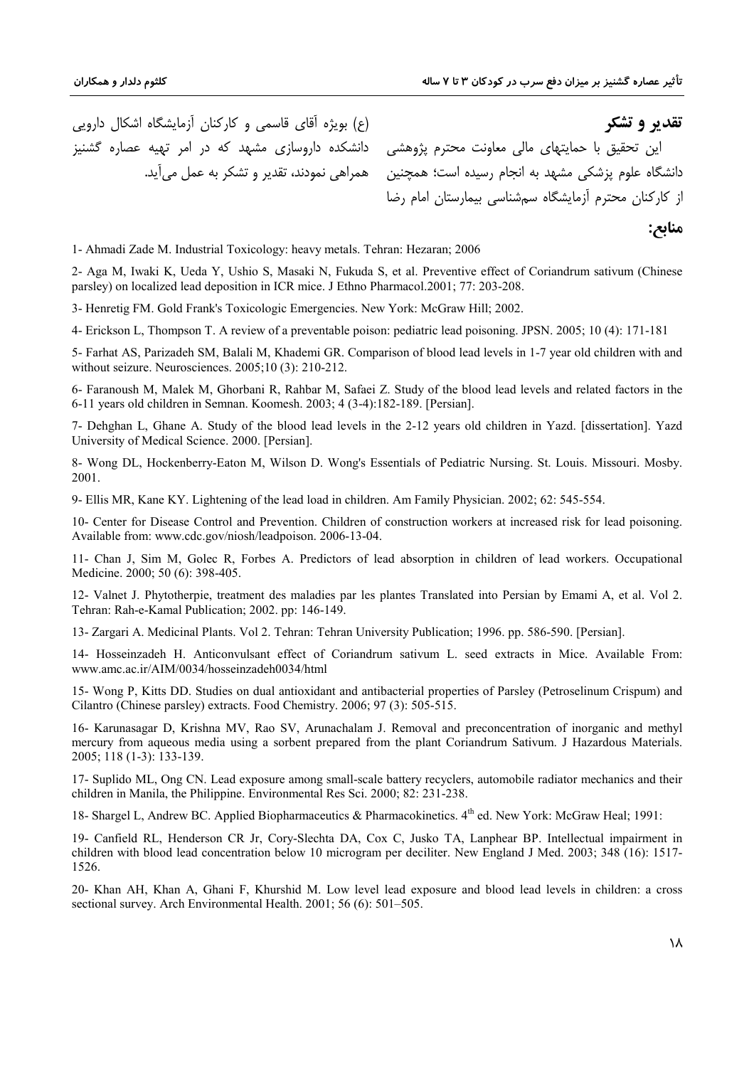## تقدیر و تشکر

این تحقیق با حمایتهای مالی معاونت محترم پژوهشی دانشگاه علوم پزشکی مشهد به انجام رسیده است؛ همچنین از کارکنان محترم آزمایشگاه سم‌شناسی بیمارستان امام رضا (ع) بویژه آقای قاسمی و کارکنان آزمایشگاه اشکال دارویی دانشکده داروسازی مشهد که در امر تهیه عصاره گشنیز همراهی نمودند، تقدیر و تشکر به عمل می‌آید.

## منابع:

1- Ahmadi Zade M. Industrial Toxicology: heavy metals. Tehran: Hezaran; 2006

2- Aga M, Iwaki K, Ueda Y, Ushio S, Masaki N, Fukuda S, et al. Preventive effect of Coriandrum sativum (Chinese parsley) on localized lead deposition in ICR mice. J Ethno Pharmacol.2001; 77: 203-208.

3- Henretig FM. Gold Frank's Toxicologic Emergencies. New York: McGraw Hill; 2002.

4- Erickson L, Thompson T. A review of a preventable poison: pediatric lead poisoning. JPSN. 2005; 10 (4): 171-181

5- Farhat AS, Parizadeh SM, Balali M, Khademi GR. Comparison of blood lead levels in 1-7 year old children with and without seizure. Neurosciences. 2005;10 (3): 210-212.

6- Faranoush M, Malek M, Ghorbani R, Rahbar M, Safaei Z. Study of the blood lead levels and related factors in the 6-11 years old children in Semnan. Koomesh. 2003; 4 (3-4):182-189. [Persian].

7- Dehghan L, Ghane A. Study of the blood lead levels in the 2-12 years old children in Yazd. [dissertation]. Yazd University of Medical Science. 2000. [Persian].

8- Wong DL, Hockenberry-Eaton M, Wilson D. Wong's Essentials of Pediatric Nursing. St. Louis. Missouri. Mosby. 2001.

9- Ellis MR, Kane KY. Lightening of the lead load in children. Am Family Physician. 2002; 62: 545-554.

10- Center for Disease Control and Prevention. Children of construction workers at increased risk for lead poisoning. Available from: www.cdc.gov/niosh/leadpoison. 2006-13-04.

11- Chan J, Sim M, Golec R, Forbes A. Predictors of lead absorption in children of lead workers. Occupational Medicine. 2000; 50 (6): 398-405.

12- Valnet J. Phytotherpie, treatment des maladies par les plantes Translated into Persian by Emami A, et al. Vol 2. Tehran: Rah-e-Kamal Publication; 2002. pp: 146-149.

13- Zargari A. Medicinal Plants. Vol 2. Tehran: Tehran University Publication; 1996. pp. 586-590. [Persian].

14- Hosseinzadeh H. Anticonvulsant effect of Coriandrum sativum L. seed extracts in Mice. Available From: www.amc.ac.ir/AIM/0034/hosseinzadeh0034/html

15- Wong P, Kitts DD. Studies on dual antioxidant and antibacterial properties of Parsley (Petroselinum Crispum) and Cilantro (Chinese parsley) extracts. Food Chemistry. 2006; 97 (3): 505-515.

16- Karunasagar D, Krishna MV, Rao SV, Arunachalam J. Removal and preconcentration of inorganic and methyl mercury from aqueous media using a sorbent prepared from the plant Coriandrum Sativum. J Hazardous Materials. 2005; 118 (1-3): 133-139.

17- Suplido ML, Ong CN. Lead exposure among small-scale battery recyclers, automobile radiator mechanics and their children in Manila, the Philippine. Environmental Res Sci. 2000; 82: 231-238.

18- Shargel L, Andrew BC. Applied Biopharmaceutics & Pharmacokinetics. 4th ed. New York: McGraw Heal; 1991:

19- Canfield RL, Henderson CR Jr, Cory-Slechta DA, Cox C, Jusko TA, Lanphear BP. Intellectual impairment in children with blood lead concentration below 10 microgram per deciliter. New England J Med. 2003; 348 (16): 1517-1526.

20- Khan AH, Khan A, Ghani F, Khurshid M. Low level lead exposure and blood lead levels in children: a cross sectional survey. Arch Environmental Health. 2001; 56 (6): 501–505.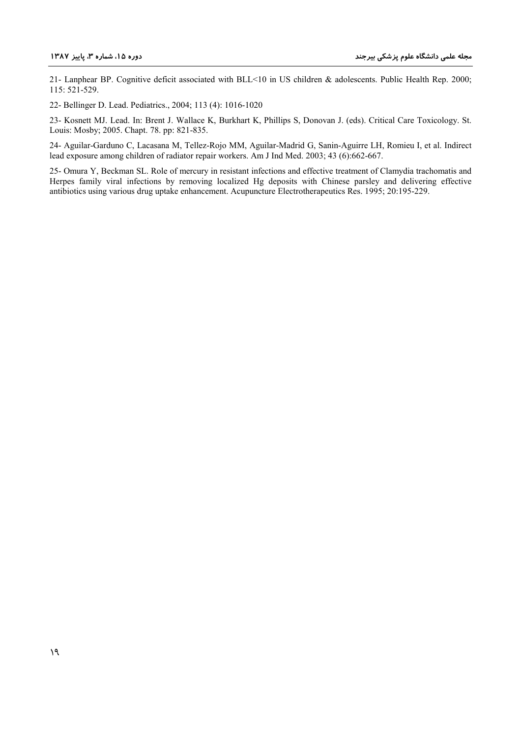21- Lanphear BP. Cognitive deficit associated with BLL<10 in US children & adolescents. Public Health Rep. 2000; 115: 521-529.

22- Bellinger D. Lead. Pediatrics., 2004; 113 (4): 1016-1020

23- Kosnett MJ. Lead. In: Brent J. Wallace K, Burkhart K, Phillips S, Donovan J. (eds). Critical Care Toxicology. St. Louis: Mosby; 2005. Chapt. 78. pp: 821-835.

24- Aguilar-Garduno C, Lacasana M, Tellez-Rojo MM, Aguilar-Madrid G, Sanin-Aguirre LH, Romieu I, et al. Indirect lead exposure among children of radiator repair workers. Am J Ind Med. 2003; 43 (6):662-667.

25- Omura Y, Beckman SL. Role of mercury in resistant infections and effective treatment of Clamydia trachomatis and Herpes family viral infections by removing localized Hg deposits with Chinese parsley and delivering effective antibiotics using various drug uptake enhancement. Acupuncture Electrotherapeutics Res. 1995; 20:195-229.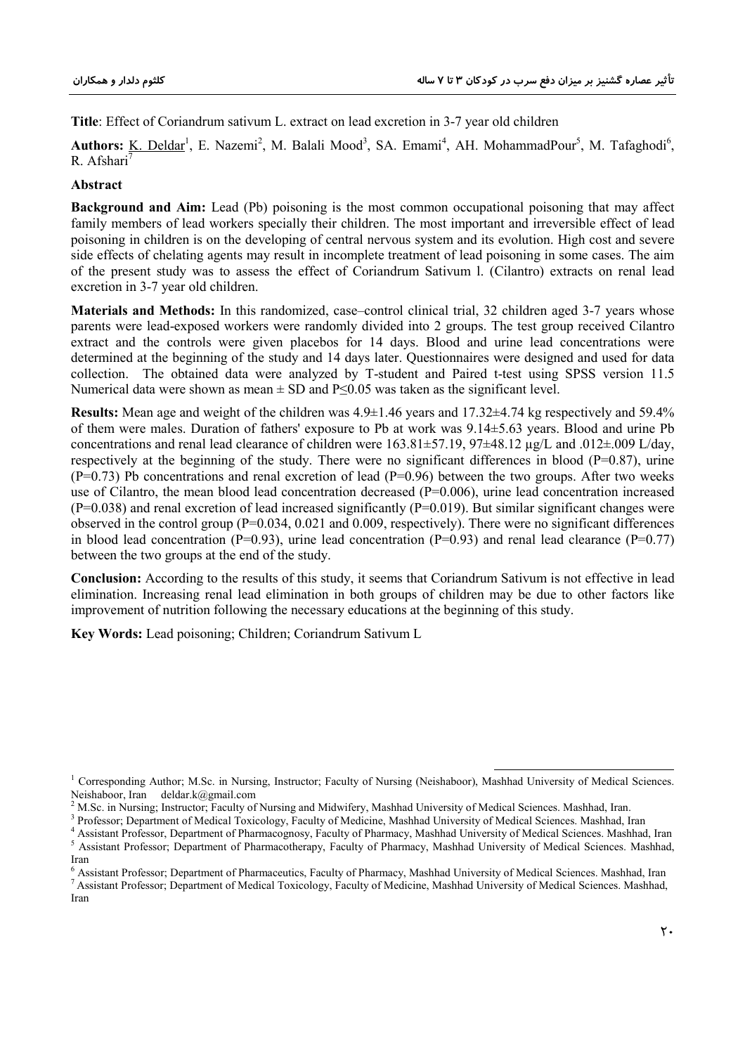**Title**: Effect of Coriandrum sativum L. extract on lead excretion in 3-7 year old children

**Authors:** K. Deldar[1], E. Nazemi[2], M. Balali Mood[3], SA. Emami[4], AH. MohammadPour[5], M. Tafaghodi[6], R. Afshari[7]

**Abstract**

**Background and Aim:** Lead (Pb) poisoning is the most common occupational poisoning that may affect family members of lead workers specially their children. The most important and irreversible effect of lead poisoning in children is on the developing of central nervous system and its evolution. High cost and severe side effects of chelating agents may result in incomplete treatment of lead poisoning in some cases. The aim of the present study was to assess the effect of Coriandrum Sativum l. (Cilantro) extracts on renal lead excretion in 3-7 year old children.

**Materials and Methods:** In this randomized, case–control clinical trial, 32 children aged 3-7 years whose parents were lead-exposed workers were randomly divided into 2 groups. The test group received Cilantro extract and the controls were given placebos for 14 days. Blood and urine lead concentrations were determined at the beginning of the study and 14 days later. Questionnaires were designed and used for data collection. The obtained data were analyzed by T-student and Paired t-test using SPSS version 11.5 Numerical data were shown as mean ± SD and $P \leq 0.05$ was taken as the significant level.

**Results:** Mean age and weight of the children was 4.9±1.46 years and 17.32±4.74 kg respectively and 59.4% of them were males. Duration of fathers' exposure to Pb at work was 9.14±5.63 years. Blood and urine Pb concentrations and renal lead clearance of children were 163.81±57.19, 97±48.12 µg/L and .012±.009 L/day, respectively at the beginning of the study. There were no significant differences in blood (P=0.87), urine (P=0.73) Pb concentrations and renal excretion of lead (P=0.96) between the two groups. After two weeks use of Cilantro, the mean blood lead concentration decreased (P=0.006), urine lead concentration increased (P=0.038) and renal excretion of lead increased significantly (P=0.019). But similar significant changes were observed in the control group (P=0.034, 0.021 and 0.009, respectively). There were no significant differences in blood lead concentration (P=0.93), urine lead concentration (P=0.93) and renal lead clearance (P=0.77) between the two groups at the end of the study.

**Conclusion:** According to the results of this study, it seems that Coriandrum Sativum is not effective in lead elimination. Increasing renal lead elimination in both groups of children may be due to other factors like improvement of nutrition following the necessary educations at the beginning of this study.

**Key Words:** Lead poisoning; Children; Coriandrum Sativum L

---

[1] Corresponding Author; M.Sc. in Nursing, Instructor; Faculty of Nursing (Neishaboor), Mashhad University of Medical Sciences. Neishaboor, Iran deldar.k@gmail.com

[2] M.Sc. in Nursing; Instructor; Faculty of Nursing and Midwifery, Mashhad University of Medical Sciences. Mashhad, Iran.

[3] Professor; Department of Medical Toxicology, Faculty of Medicine, Mashhad University of Medical Sciences. Mashhad, Iran

[4] Assistant Professor, Department of Pharmacognosy, Faculty of Pharmacy, Mashhad University of Medical Sciences. Mashhad, Iran

[5] Assistant Professor; Department of Pharmacotherapy, Faculty of Pharmacy, Mashhad University of Medical Sciences. Mashhad, Iran

[6] Assistant Professor; Department of Pharmaceutics, Faculty of Pharmacy, Mashhad University of Medical Sciences. Mashhad, Iran

[7] Assistant Professor; Department of Medical Toxicology, Faculty of Medicine, Mashhad University of Medical Sciences. Mashhad, Iran